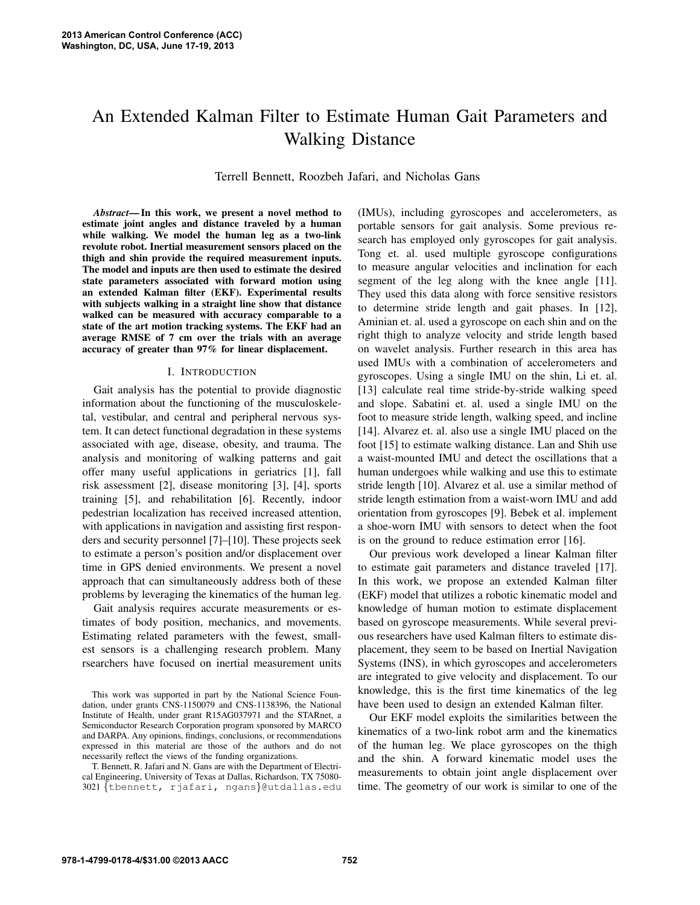# An Extended Kalman Filter to Estimate Human Gait Parameters and Walking Distance

Terrell Bennett, Roozbeh Jafari, and Nicholas Gans

***Abstract*— In this work, we present a novel method to estimate joint angles and distance traveled by a human while walking. We model the human leg as a two-link revolute robot. Inertial measurement sensors placed on the thigh and shin provide the required measurement inputs. The model and inputs are then used to estimate the desired state parameters associated with forward motion using an extended Kalman filter (EKF). Experimental results with subjects walking in a straight line show that distance walked can be measured with accuracy comparable to a state of the art motion tracking systems. The EKF had an average RMSE of 7 cm over the trials with an average accuracy of greater than 97% for linear displacement.**

## I. Introduction

Gait analysis has the potential to provide diagnostic information about the functioning of the musculoskeletal, vestibular, and central and peripheral nervous system. It can detect functional degradation in these systems associated with age, disease, obesity, and trauma. The analysis and monitoring of walking patterns and gait offer many useful applications in geriatrics [1], fall risk assessment [2], disease monitoring [3], [4], sports training [5], and rehabilitation [6]. Recently, indoor pedestrian localization has received increased attention, with applications in navigation and assisting first responders and security personnel [7]–[10]. These projects seek to estimate a person's position and/or displacement over time in GPS denied environments. We present a novel approach that can simultaneously address both of these problems by leveraging the kinematics of the human leg.

Gait analysis requires accurate measurements or estimates of body position, mechanics, and movements. Estimating related parameters with the fewest, smallest sensors is a challenging research problem. Many rsearchers have focused on inertial measurement units (IMUs), including gyroscopes and accelerometers, as portable sensors for gait analysis. Some previous research has employed only gyroscopes for gait analysis. Tong et. al. used multiple gyroscope configurations to measure angular velocities and inclination for each segment of the leg along with the knee angle [11]. They used this data along with force sensitive resistors to determine stride length and gait phases. In [12], Aminian et. al. used a gyroscope on each shin and on the right thigh to analyze velocity and stride length based on wavelet analysis. Further research in this area has used IMUs with a combination of accelerometers and gyroscopes. Using a single IMU on the shin, Li et. al. [13] calculate real time stride-by-stride walking speed and slope. Sabatini et. al. used a single IMU on the foot to measure stride length, walking speed, and incline [14]. Alvarez et. al. also use a single IMU placed on the foot [15] to estimate walking distance. Lan and Shih use a waist-mounted IMU and detect the oscillations that a human undergoes while walking and use this to estimate stride length [10]. Alvarez et al. use a similar method of stride length estimation from a waist-worn IMU and add orientation from gyroscopes [9]. Bebek et al. implement a shoe-worn IMU with sensors to detect when the foot is on the ground to reduce estimation error [16].

Our previous work developed a linear Kalman filter to estimate gait parameters and distance traveled [17]. In this work, we propose an extended Kalman filter (EKF) model that utilizes a robotic kinematic model and knowledge of human motion to estimate displacement based on gyroscope measurements. While several previous researchers have used Kalman filters to estimate displacement, they seem to be based on Inertial Navigation Systems (INS), in which gyroscopes and accelerometers are integrated to give velocity and displacement. To our knowledge, this is the first time kinematics of the leg have been used to design an extended Kalman filter.

Our EKF model exploits the similarities between the kinematics of a two-link robot arm and the kinematics of the human leg. We place gyroscopes on the thigh and the shin. A forward kinematic model uses the measurements to obtain joint angle displacement over time. The geometry of our work is similar to one of the

This work was supported in part by the National Science Foundation, under grants CNS-1150079 and CNS-1138396, the National Institute of Health, under grant R15AG037971 and the STARnet, a Semiconductor Research Corporation program sponsored by MARCO and DARPA. Any opinions, findings, conclusions, or recommendations expressed in this material are those of the authors and do not necessarily reflect the views of the funding organizations.

T. Bennett, R. Jafari and N. Gans are with the Department of Electrical Engineering, University of Texas at Dallas, Richardson, TX 75080-3021 {tbennett, rjafari, ngans}@utdallas.edu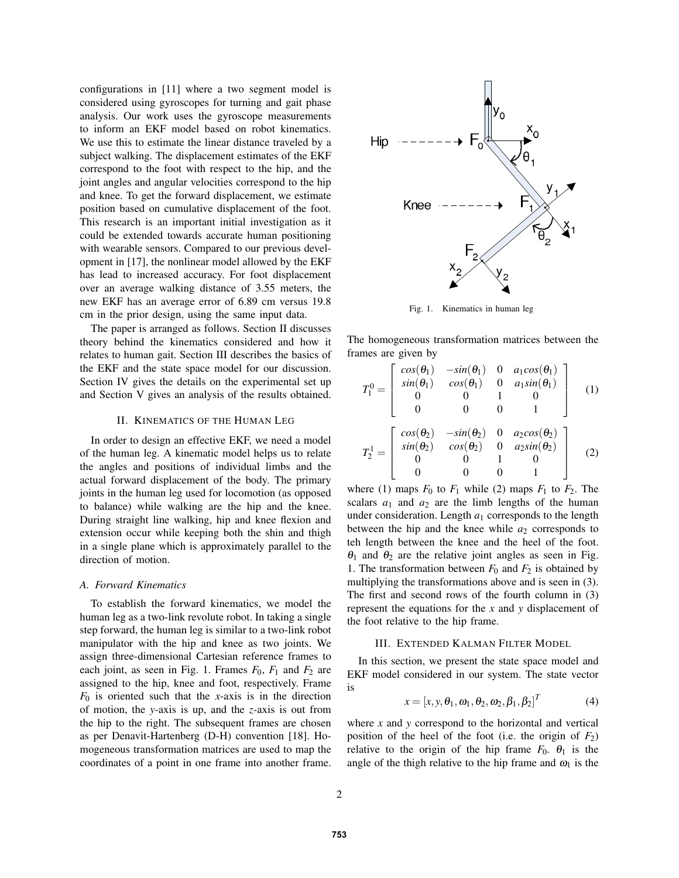configurations in [11] where a two segment model is considered using gyroscopes for turning and gait phase analysis. Our work uses the gyroscope measurements to inform an EKF model based on robot kinematics. We use this to estimate the linear distance traveled by a subject walking. The displacement estimates of the EKF correspond to the foot with respect to the hip, and the joint angles and angular velocities correspond to the hip and knee. To get the forward displacement, we estimate position based on cumulative displacement of the foot. This research is an important initial investigation as it could be extended towards accurate human positioning with wearable sensors. Compared to our previous development in [17], the nonlinear model allowed by the EKF has lead to increased accuracy. For foot displacement over an average walking distance of 3.55 meters, the new EKF has an average error of 6.89 cm versus 19.8 cm in the prior design, using the same input data.

The paper is arranged as follows. Section II discusses theory behind the kinematics considered and how it relates to human gait. Section III describes the basics of the EKF and the state space model for our discussion. Section IV gives the details on the experimental set up and Section V gives an analysis of the results obtained.

## II. Kinematics of the Human Leg

In order to design an effective EKF, we need a model of the human leg. A kinematic model helps us to relate the angles and positions of individual limbs and the actual forward displacement of the body. The primary joints in the human leg used for locomotion (as opposed to balance) while walking are the hip and the knee. During straight line walking, hip and knee flexion and extension occur while keeping both the shin and thigh in a single plane which is approximately parallel to the direction of motion.

### A. Forward Kinematics

To establish the forward kinematics, we model the human leg as a two-link revolute robot. In taking a single step forward, the human leg is similar to a two-link robot manipulator with the hip and knee as two joints. We assign three-dimensional Cartesian reference frames to each joint, as seen in Fig. 1. Frames $F_0$, $F_1$ and $F_2$ are assigned to the hip, knee and foot, respectively. Frame $F_0$ is oriented such that the $x$-axis is in the direction of motion, the $y$-axis is up, and the $z$-axis is out from the hip to the right. The subsequent frames are chosen as per Denavit-Hartenberg (D-H) convention [18]. Homogeneous transformation matrices are used to map the coordinates of a point in one frame into another frame.

Fig. 1. Kinematics in human leg

The homogeneous transformation matrices between the frames are given by

$$T_1^0 = \begin{bmatrix} cos(\theta_1) & -sin(\theta_1) & 0 & a_1 cos(\theta_1) \\ sin(\theta_1) & cos(\theta_1) & 0 & a_1 sin(\theta_1) \\ 0 & 0 & 1 & 0 \\ 0 & 0 & 0 & 1 \end{bmatrix} \quad (1)$$

$$T_2^1 = \begin{bmatrix} cos(\theta_2) & -sin(\theta_2) & 0 & a_2 cos(\theta_2) \\ sin(\theta_2) & cos(\theta_2) & 0 & a_2 sin(\theta_2) \\ 0 & 0 & 1 & 0 \\ 0 & 0 & 0 & 1 \end{bmatrix} \quad (2)$$

where (1) maps $F_0$ to $F_1$ while (2) maps $F_1$ to $F_2$. The scalars $a_1$ and $a_2$ are the limb lengths of the human under consideration. Length $a_1$ corresponds to the length between the hip and the knee while $a_2$ corresponds to teh length between the knee and the heel of the foot. $\theta_1$ and $\theta_2$ are the relative joint angles as seen in Fig. 1. The transformation between $F_0$ and $F_2$ is obtained by multiplying the transformations above and is seen in (3). The first and second rows of the fourth column in (3) represent the equations for the $x$ and $y$ displacement of the foot relative to the hip frame.

## III. Extended Kalman Filter Model

In this section, we present the state space model and EKF model considered in our system. The state vector is

$$x = [x, y, \theta_1, \omega_1, \theta_2, \omega_2, \beta_1, \beta_2]^T \quad (4)$$

where $x$ and $y$ correspond to the horizontal and vertical position of the heel of the foot (i.e. the origin of $F_2$) relative to the origin of the hip frame $F_0$. $\theta_1$ is the angle of the thigh relative to the hip frame and $\omega_1$ is the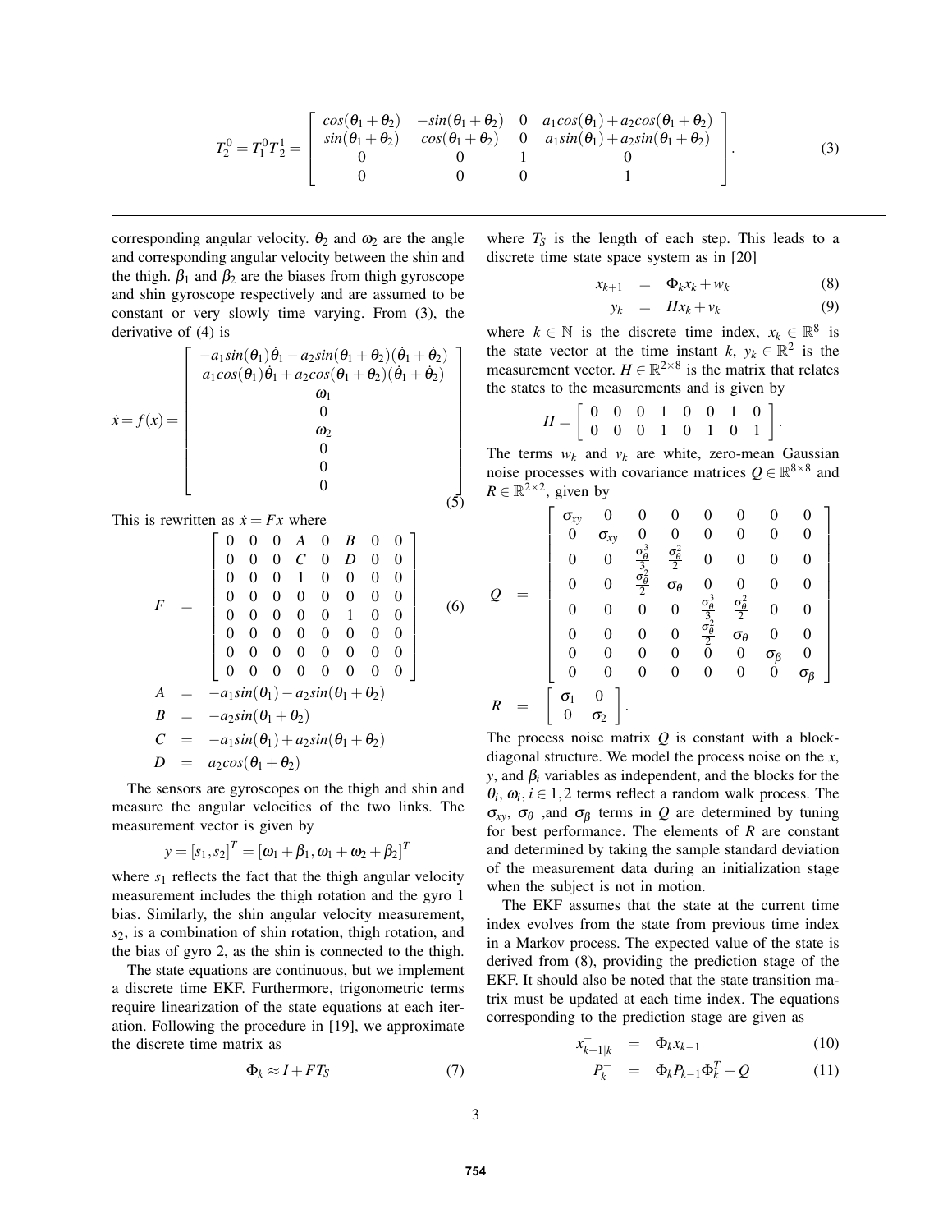$$T_2^0 = T_1^0 T_2^1 = \begin{bmatrix} cos(\theta_1+\theta_2) & -sin(\theta_1+\theta_2) & 0 & a_1 cos(\theta_1) + a_2 cos(\theta_1+\theta_2) \\ sin(\theta_1+\theta_2) & cos(\theta_1+\theta_2) & 0 & a_1 sin(\theta_1) + a_2 sin(\theta_1+\theta_2) \\ 0 & 0 & 1 & 0 \\ 0 & 0 & 0 & 1 \end{bmatrix}. \quad (3)$$

corresponding angular velocity. $\theta_2$ and $\omega_2$ are the angle and corresponding angular velocity between the shin and the thigh. $\beta_1$ and $\beta_2$ are the biases from thigh gyroscope and shin gyroscope respectively and are assumed to be constant or very slowly time varying. From (3), the derivative of (4) is

$$\dot{x} = f(x) = \begin{bmatrix} -a_1 sin(\theta_1)\dot{\theta}_1 - a_2 sin(\theta_1+\theta_2)(\dot{\theta}_1+\dot{\theta}_2) \\ a_1 cos(\theta_1)\dot{\theta}_1 + a_2 cos(\theta_1+\theta_2)(\dot{\theta}_1+\dot{\theta}_2) \\ \omega_1 \\ 0 \\ \omega_2 \\ 0 \\ 0 \\ 0 \end{bmatrix} \quad (5)$$

This is rewritten as $\dot{x} = Fx$ where

$$F = \begin{bmatrix} 0 & 0 & 0 & A & 0 & B & 0 & 0 \\ 0 & 0 & 0 & C & 0 & D & 0 & 0 \\ 0 & 0 & 0 & 1 & 0 & 0 & 0 & 0 \\ 0 & 0 & 0 & 0 & 0 & 0 & 0 & 0 \\ 0 & 0 & 0 & 0 & 0 & 1 & 0 & 0 \\ 0 & 0 & 0 & 0 & 0 & 0 & 0 & 0 \\ 0 & 0 & 0 & 0 & 0 & 0 & 0 & 0 \\ 0 & 0 & 0 & 0 & 0 & 0 & 0 & 0 \end{bmatrix} \quad (6)$$

$$\begin{aligned} A &= -a_1 sin(\theta_1) - a_2 sin(\theta_1+\theta_2) \\ B &= -a_2 sin(\theta_1+\theta_2) \\ C &= -a_1 sin(\theta_1) + a_2 sin(\theta_1+\theta_2) \\ D &= a_2 cos(\theta_1+\theta_2) \end{aligned}$$

The sensors are gyroscopes on the thigh and shin and measure the angular velocities of the two links. The measurement vector is given by

$$y = [s_1, s_2]^T = [\omega_1 + \beta_1, \omega_1 + \omega_2 + \beta_2]^T$$

where $s_1$ reflects the fact that the thigh angular velocity measurement includes the thigh rotation and the gyro 1 bias. Similarly, the shin angular velocity measurement, $s_2$, is a combination of shin rotation, thigh rotation, and the bias of gyro 2, as the shin is connected to the thigh.

The state equations are continuous, but we implement a discrete time EKF. Furthermore, trigonometric terms require linearization of the state equations at each iteration. Following the procedure in [19], we approximate the discrete time matrix as

$$\Phi_k \approx I + FT_S \quad (7)$$

where $T_S$ is the length of each step. This leads to a discrete time state space system as in [20]

$$\begin{aligned} x_{k+1} &= \Phi_k x_k + w_k & (8) \\ y_k &= H x_k + v_k & (9) \end{aligned}$$

where $k \in \mathbb{N}$ is the discrete time index, $x_k \in \mathbb{R}^8$ is the state vector at the time instant $k$, $y_k \in \mathbb{R}^2$ is the measurement vector. $H \in \mathbb{R}^{2\times 8}$ is the matrix that relates the states to the measurements and is given by

$$H = \begin{bmatrix} 0 & 0 & 0 & 1 & 0 & 0 & 1 & 0 \\ 0 & 0 & 0 & 1 & 0 & 1 & 0 & 1 \end{bmatrix}.$$

The terms $w_k$ and $v_k$ are white, zero-mean Gaussian noise processes with covariance matrices $Q \in \mathbb{R}^{8\times 8}$ and $R \in \mathbb{R}^{2\times 2}$, given by

$$Q = \begin{bmatrix} \sigma_{xy} & 0 & 0 & 0 & 0 & 0 & 0 & 0 \\ 0 & \sigma_{xy} & 0 & 0 & 0 & 0 & 0 & 0 \\ 0 & 0 & \frac{\sigma_\theta^3}{3} & \frac{\sigma_\theta^2}{2} & 0 & 0 & 0 & 0 \\ 0 & 0 & \frac{\sigma_\theta^2}{2} & \sigma_\theta & 0 & 0 & 0 & 0 \\ 0 & 0 & 0 & 0 & \frac{\sigma_\theta^3}{3} & \frac{\sigma_\theta^2}{2} & 0 & 0 \\ 0 & 0 & 0 & 0 & \frac{\sigma_\theta^2}{2} & \sigma_\theta & 0 & 0 \\ 0 & 0 & 0 & 0 & 0 & 0 & \sigma_\beta & 0 \\ 0 & 0 & 0 & 0 & 0 & 0 & 0 & \sigma_\beta \end{bmatrix}$$

$$R = \begin{bmatrix} \sigma_1 & 0 \\ 0 & \sigma_2 \end{bmatrix}.$$

The process noise matrix $Q$ is constant with a block-diagonal structure. We model the process noise on the $x$, $y$, and $\beta_i$ variables as independent, and the blocks for the $\theta_i, \omega_i, i \in 1,2$ terms reflect a random walk process. The $\sigma_{xy}$, $\sigma_\theta$ ,and $\sigma_\beta$ terms in $Q$ are determined by tuning for best performance. The elements of $R$ are constant and determined by taking the sample standard deviation of the measurement data during an initialization stage when the subject is not in motion.

The EKF assumes that the state at the current time index evolves from the state from previous time index in a Markov process. The expected value of the state is derived from (8), providing the prediction stage of the EKF. It should also be noted that the state transition matrix must be updated at each time index. The equations corresponding to the prediction stage are given as

$$\begin{aligned} x_{k+1|k}^- &= \Phi_k x_{k-1} & (10) \\ P_k^- &= \Phi_k P_{k-1} \Phi_k^T + Q & (11) \end{aligned}$$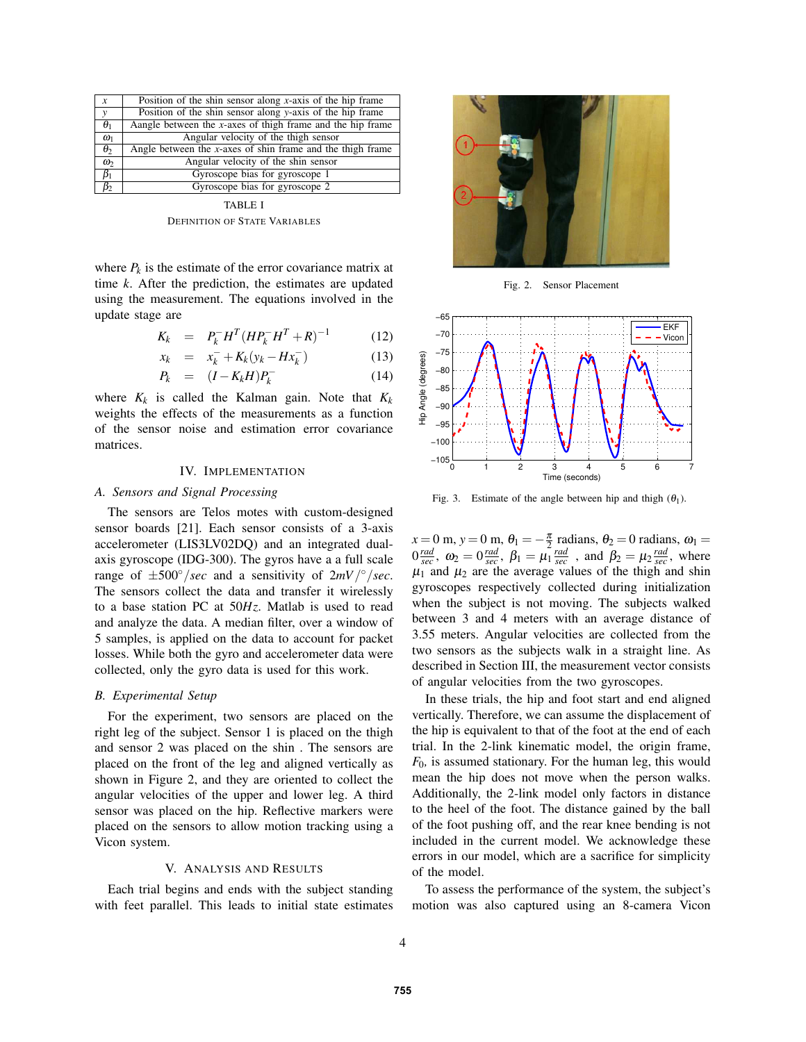| $x$ | Position of the shin sensor along $x$-axis of the hip frame |
|---|---|
| $y$ | Position of the shin sensor along $y$-axis of the hip frame |
| $\theta_1$ | Aangle between the $x$-axes of thigh frame and the hip frame |
| $\omega_1$ | Angular velocity of the thigh sensor |
| $\theta_2$ | Angle between the $x$-axes of shin frame and the thigh frame |
| $\omega_2$ | Angular velocity of the shin sensor |
| $\beta_1$ | Gyroscope bias for gyroscope 1 |
| $\beta_2$ | Gyroscope bias for gyroscope 2 |

TABLE I

DEFINITION OF STATE VARIABLES

where $P_k$ is the estimate of the error covariance matrix at time $k$. After the prediction, the estimates are updated using the measurement. The equations involved in the update stage are

$$K_k = P_k^- H^T (H P_k^- H^T + R)^{-1} \quad (12)$$

$$x_k = x_k^- + K_k (y_k - H x_k^-) \quad (13)$$

$$P_k = (I - K_k H) P_k^- \quad (14)$$

where $K_k$ is called the Kalman gain. Note that $K_k$ weights the effects of the measurements as a function of the sensor noise and estimation error covariance matrices.

## IV. IMPLEMENTATION

### A. Sensors and Signal Processing

The sensors are Telos motes with custom-designed sensor boards [21]. Each sensor consists of a 3-axis accelerometer (LIS3LV02DQ) and an integrated dual-axis gyroscope (IDG-300). The gyros have a a full scale range of $\pm 500°/sec$ and a sensitivity of $2mV/°/sec$. The sensors collect the data and transfer it wirelessly to a base station PC at $50Hz$. Matlab is used to read and analyze the data. A median filter, over a window of 5 samples, is applied on the data to account for packet losses. While both the gyro and accelerometer data were collected, only the gyro data is used for this work.

### B. Experimental Setup

For the experiment, two sensors are placed on the right leg of the subject. Sensor 1 is placed on the thigh and sensor 2 was placed on the shin . The sensors are placed on the front of the leg and aligned vertically as shown in Figure 2, and they are oriented to collect the angular velocities of the upper and lower leg. A third sensor was placed on the hip. Reflective markers were placed on the sensors to allow motion tracking using a Vicon system.

## V. ANALYSIS AND RESULTS

Each trial begins and ends with the subject standing with feet parallel. This leads to initial state estimates $x = 0$ m, $y = 0$ m, $\theta_1 = -\frac{\pi}{2}$ radians, $\theta_2 = 0$ radians, $\omega_1 = 0\frac{rad}{sec}$, $\omega_2 = 0\frac{rad}{sec}$, $\beta_1 = \mu_1 \frac{rad}{sec}$ , and $\beta_2 = \mu_2 \frac{rad}{sec}$, where $\mu_1$ and $\mu_2$ are the average values of the thigh and shin gyroscopes respectively collected during initialization when the subject is not moving. The subjects walked between 3 and 4 meters with an average distance of 3.55 meters. Angular velocities are collected from the two sensors as the subjects walk in a straight line. As described in Section III, the measurement vector consists of angular velocities from the two gyroscopes.

Fig. 2. Sensor Placement

Fig. 3. Estimate of the angle between hip and thigh ($\theta_1$).

In these trials, the hip and foot start and end aligned vertically. Therefore, we can assume the displacement of the hip is equivalent to that of the foot at the end of each trial. In the 2-link kinematic model, the origin frame, $F_0$, is assumed stationary. For the human leg, this would mean the hip does not move when the person walks. Additionally, the 2-link model only factors in distance to the heel of the foot. The distance gained by the ball of the foot pushing off, and the rear knee bending is not included in the current model. We acknowledge these errors in our model, which are a sacrifice for simplicity of the model.

To assess the performance of the system, the subject's motion was also captured using an 8-camera Vicon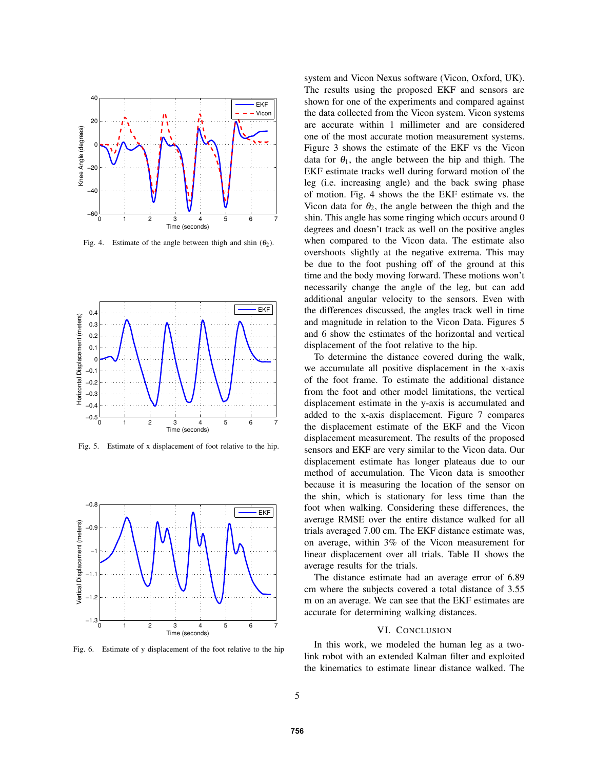Fig. 4. Estimate of the angle between thigh and shin ($\theta_2$).

Fig. 5. Estimate of x displacement of foot relative to the hip.

Fig. 6. Estimate of y displacement of the foot relative to the hip

system and Vicon Nexus software (Vicon, Oxford, UK). The results using the proposed EKF and sensors are shown for one of the experiments and compared against the data collected from the Vicon system. Vicon systems are accurate within 1 millimeter and are considered one of the most accurate motion measurement systems. Figure 3 shows the estimate of the EKF vs the Vicon data for $\theta_1$, the angle between the hip and thigh. The EKF estimate tracks well during forward motion of the leg (i.e. increasing angle) and the back swing phase of motion. Fig. 4 shows the the EKF estimate vs. the Vicon data for $\theta_2$, the angle between the thigh and the shin. This angle has some ringing which occurs around 0 degrees and doesn't track as well on the positive angles when compared to the Vicon data. The estimate also overshoots slightly at the negative extrema. This may be due to the foot pushing off of the ground at this time and the body moving forward. These motions won't necessarily change the angle of the leg, but can add additional angular velocity to the sensors. Even with the differences discussed, the angles track well in time and magnitude in relation to the Vicon Data. Figures 5 and 6 show the estimates of the horizontal and vertical displacement of the foot relative to the hip.

To determine the distance covered during the walk, we accumulate all positive displacement in the x-axis of the foot frame. To estimate the additional distance from the foot and other model limitations, the vertical displacement estimate in the y-axis is accumulated and added to the x-axis displacement. Figure 7 compares the displacement estimate of the EKF and the Vicon displacement measurement. The results of the proposed sensors and EKF are very similar to the Vicon data. Our displacement estimate has longer plateaus due to our method of accumulation. The Vicon data is smoother because it is measuring the location of the sensor on the shin, which is stationary for less time than the foot when walking. Considering these differences, the average RMSE over the entire distance walked for all trials averaged 7.00 cm. The EKF distance estimate was, on average, within 3% of the Vicon measurement for linear displacement over all trials. Table II shows the average results for the trials.

The distance estimate had an average error of 6.89 cm where the subjects covered a total distance of 3.55 m on an average. We can see that the EKF estimates are accurate for determining walking distances.

## VI. Conclusion

In this work, we modeled the human leg as a two-link robot with an extended Kalman filter and exploited the kinematics to estimate linear distance walked. The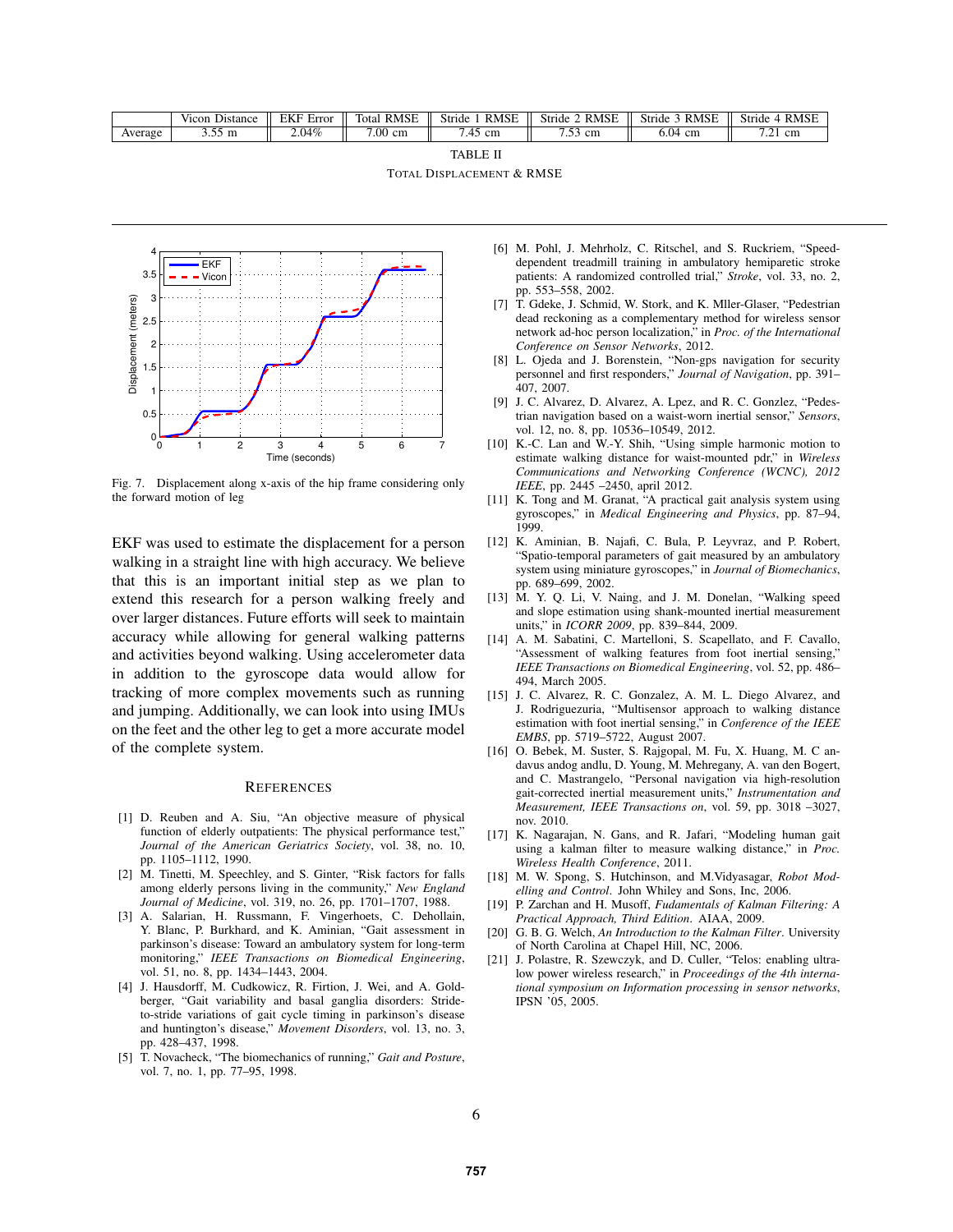| | Vicon Distance | EKF Error | Total RMSE | Stride 1 RMSE | Stride 2 RMSE | Stride 3 RMSE | Stride 4 RMSE |
|---|---|---|---|---|---|---|---|
| Average | 3.55 m | 2.04% | 7.00 cm | 7.45 cm | 7.53 cm | 6.04 cm | 7.21 cm |

TABLE II
TOTAL DISPLACEMENT & RMSE

EKF
Vicon
Displacement (meters)
Time (seconds)
0
0.5
1
1.5
2
2.5
3
3.5
4
0
1
2
3
4
5
6
7

Fig. 7. Displacement along x-axis of the hip frame considering only the forward motion of leg

EKF was used to estimate the displacement for a person walking in a straight line with high accuracy. We believe that this is an important initial step as we plan to extend this research for a person walking freely and over larger distances. Future efforts will seek to maintain accuracy while allowing for general walking patterns and activities beyond walking. Using accelerometer data in addition to the gyroscope data would allow for tracking of more complex movements such as running and jumping. Additionally, we can look into using IMUs on the feet and the other leg to get a more accurate model of the complete system.

## References

[1] D. Reuben and A. Siu, "An objective measure of physical function of elderly outpatients: The physical performance test," *Journal of the American Geriatrics Society*, vol. 38, no. 10, pp. 1105–1112, 1990.

[2] M. Tinetti, M. Speechley, and S. Ginter, "Risk factors for falls among elderly persons living in the community," *New England Journal of Medicine*, vol. 319, no. 26, pp. 1701–1707, 1988.

[3] A. Salarian, H. Russmann, F. Vingerhoets, C. Dehollain, Y. Blanc, P. Burkhard, and K. Aminian, "Gait assessment in parkinson's disease: Toward an ambulatory system for long-term monitoring," *IEEE Transactions on Biomedical Engineering*, vol. 51, no. 8, pp. 1434–1443, 2004.

[4] J. Hausdorff, M. Cudkowicz, R. Firtion, J. Wei, and A. Goldberger, "Gait variability and basal ganglia disorders: Stride-to-stride variations of gait cycle timing in parkinson's disease and huntington's disease," *Movement Disorders*, vol. 13, no. 3, pp. 428–437, 1998.

[5] T. Novacheck, "The biomechanics of running," *Gait and Posture*, vol. 7, no. 1, pp. 77–95, 1998.

[6] M. Pohl, J. Mehrholz, C. Ritschel, and S. Ruckriem, "Speed-dependent treadmill training in ambulatory hemiparetic stroke patients: A randomized controlled trial," *Stroke*, vol. 33, no. 2, pp. 553–558, 2002.

[7] T. Gdeke, J. Schmid, W. Stork, and K. Mller-Glaser, "Pedestrian dead reckoning as a complementary method for wireless sensor network ad-hoc person localization," in *Proc. of the International Conference on Sensor Networks*, 2012.

[8] L. Ojeda and J. Borenstein, "Non-gps navigation for security personnel and first responders," *Journal of Navigation*, pp. 391–407, 2007.

[9] J. C. Alvarez, D. Alvarez, A. Lpez, and R. C. Gonzlez, "Pedestrian navigation based on a waist-worn inertial sensor," *Sensors*, vol. 12, no. 8, pp. 10536–10549, 2012.

[10] K.-C. Lan and W.-Y. Shih, "Using simple harmonic motion to estimate walking distance for waist-mounted pdr," in *Wireless Communications and Networking Conference (WCNC), 2012 IEEE*, pp. 2445 –2450, april 2012.

[11] K. Tong and M. Granat, "A practical gait analysis system using gyroscopes," in *Medical Engineering and Physics*, pp. 87–94, 1999.

[12] K. Aminian, B. Najafi, C. Bula, P. Leyvraz, and P. Robert, "Spatio-temporal parameters of gait measured by an ambulatory system using miniature gyroscopes," in *Journal of Biomechanics*, pp. 689–699, 2002.

[13] M. Y. Q. Li, V. Naing, and J. M. Donelan, "Walking speed and slope estimation using shank-mounted inertial measurement units," in *ICORR 2009*, pp. 839–844, 2009.

[14] A. M. Sabatini, C. Martelloni, S. Scapellato, and F. Cavallo, "Assessment of walking features from foot inertial sensing," *IEEE Transactions on Biomedical Engineering*, vol. 52, pp. 486–494, March 2005.

[15] J. C. Alvarez, R. C. Gonzalez, A. M. L. Diego Alvarez, and J. Rodriguezuria, "Multisensor approach to walking distance estimation with foot inertial sensing," in *Conference of the IEEE EMBS*, pp. 5719–5722, August 2007.

[16] O. Bebek, M. Suster, S. Rajgopal, M. Fu, X. Huang, M. C andavus andog andlu, D. Young, M. Mehregany, A. van den Bogert, and C. Mastrangelo, "Personal navigation via high-resolution gait-corrected inertial measurement units," *Instrumentation and Measurement, IEEE Transactions on*, vol. 59, pp. 3018 –3027, nov. 2010.

[17] K. Nagarajan, N. Gans, and R. Jafari, "Modeling human gait using a kalman filter to measure walking distance," in *Proc. Wireless Health Conference*, 2011.

[18] M. W. Spong, S. Hutchinson, and M.Vidyasagar, *Robot Modelling and Control*. John Whiley and Sons, Inc, 2006.

[19] P. Zarchan and H. Musoff, *Fudamentals of Kalman Filtering: A Practical Approach, Third Edition*. AIAA, 2009.

[20] G. B. G. Welch, *An Introduction to the Kalman Filter*. University of North Carolina at Chapel Hill, NC, 2006.

[21] J. Polastre, R. Szewczyk, and D. Culler, "Telos: enabling ultra-low power wireless research," in *Proceedings of the 4th international symposium on Information processing in sensor networks*, IPSN '05, 2005.